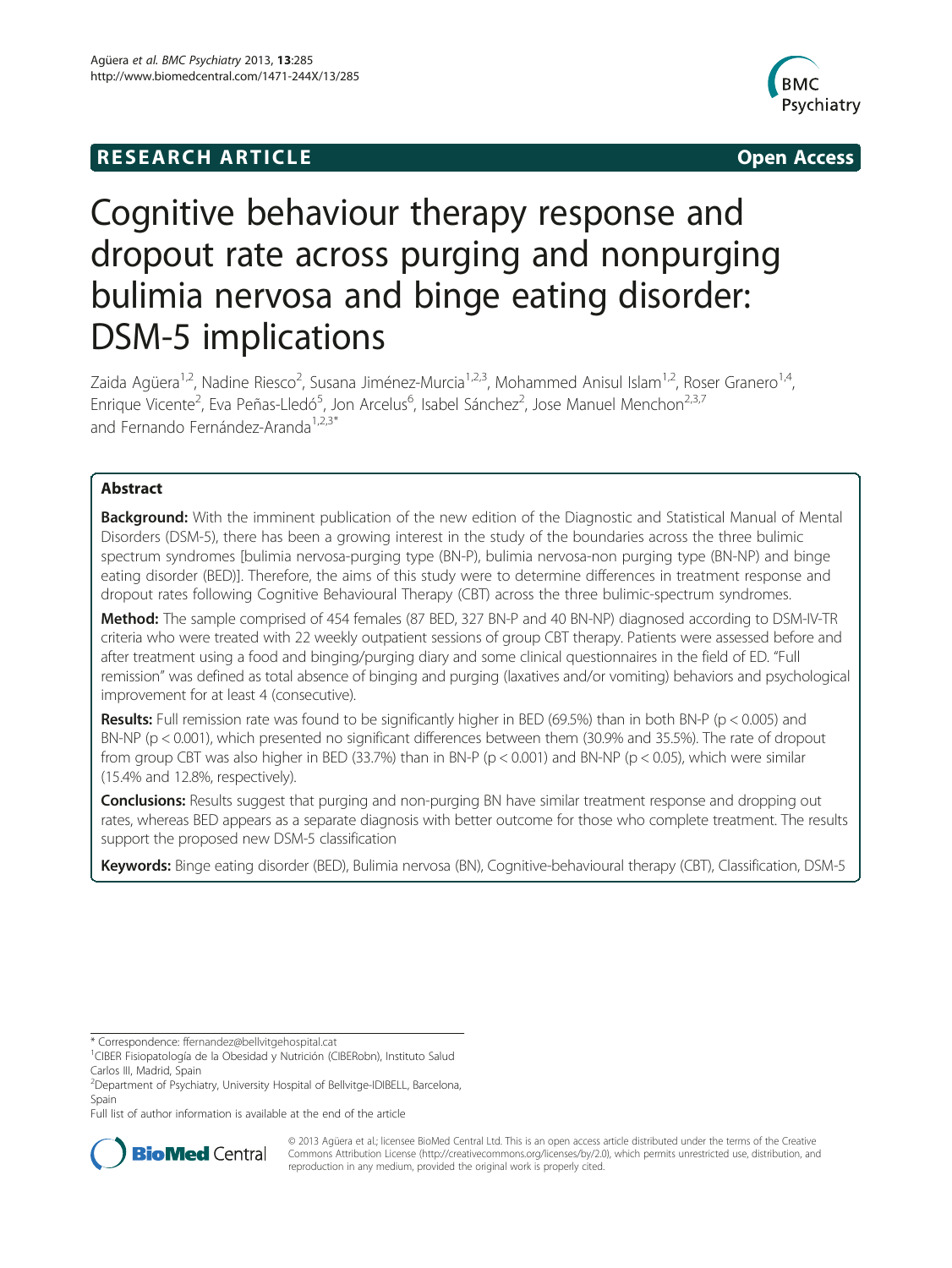**RESEARCH ARTICLE** **Open Access**

# Cognitive behaviour therapy response and dropout rate across purging and nonpurging bulimia nervosa and binge eating disorder: DSM-5 implications

Zaida Agüera[1,2], Nadine Riesco[2], Susana Jiménez-Murcia[1,2,3], Mohammed Anisul Islam[1,2], Roser Granero[1,4], Enrique Vicente[2], Eva Peñas-Lledó[5], Jon Arcelus[6], Isabel Sánchez[2], Jose Manuel Menchon[2,3,7] and Fernando Fernández-Aranda[1,2,3*]

## Abstract

**Background:** With the imminent publication of the new edition of the Diagnostic and Statistical Manual of Mental Disorders (DSM-5), there has been a growing interest in the study of the boundaries across the three bulimic spectrum syndromes [bulimia nervosa-purging type (BN-P), bulimia nervosa-non purging type (BN-NP) and binge eating disorder (BED)]. Therefore, the aims of this study were to determine differences in treatment response and dropout rates following Cognitive Behavioural Therapy (CBT) across the three bulimic-spectrum syndromes.

**Method:** The sample comprised of 454 females (87 BED, 327 BN-P and 40 BN-NP) diagnosed according to DSM-IV-TR criteria who were treated with 22 weekly outpatient sessions of group CBT therapy. Patients were assessed before and after treatment using a food and binging/purging diary and some clinical questionnaires in the field of ED. "Full remission" was defined as total absence of binging and purging (laxatives and/or vomiting) behaviors and psychological improvement for at least 4 (consecutive).

**Results:** Full remission rate was found to be significantly higher in BED (69.5%) than in both BN-P ($p < 0.005$) and BN-NP ($p < 0.001$), which presented no significant differences between them (30.9% and 35.5%). The rate of dropout from group CBT was also higher in BED (33.7%) than in BN-P ($p < 0.001$) and BN-NP ($p < 0.05$), which were similar (15.4% and 12.8%, respectively).

**Conclusions:** Results suggest that purging and non-purging BN have similar treatment response and dropping out rates, whereas BED appears as a separate diagnosis with better outcome for those who complete treatment. The results support the proposed new DSM-5 classification

**Keywords:** Binge eating disorder (BED), Bulimia nervosa (BN), Cognitive-behavioural therapy (CBT), Classification, DSM-5

\* Correspondence: ffernandez@bellvitgehospital.cat
[1]CIBER Fisiopatología de la Obesidad y Nutrición (CIBERobn), Instituto Salud Carlos III, Madrid, Spain
[2]Department of Psychiatry, University Hospital of Bellvitge-IDIBELL, Barcelona, Spain
Full list of author information is available at the end of the article

© 2013 Agüera et al.; licensee BioMed Central Ltd. This is an open access article distributed under the terms of the Creative Commons Attribution License (http://creativecommons.org/licenses/by/2.0), which permits unrestricted use, distribution, and reproduction in any medium, provided the original work is properly cited.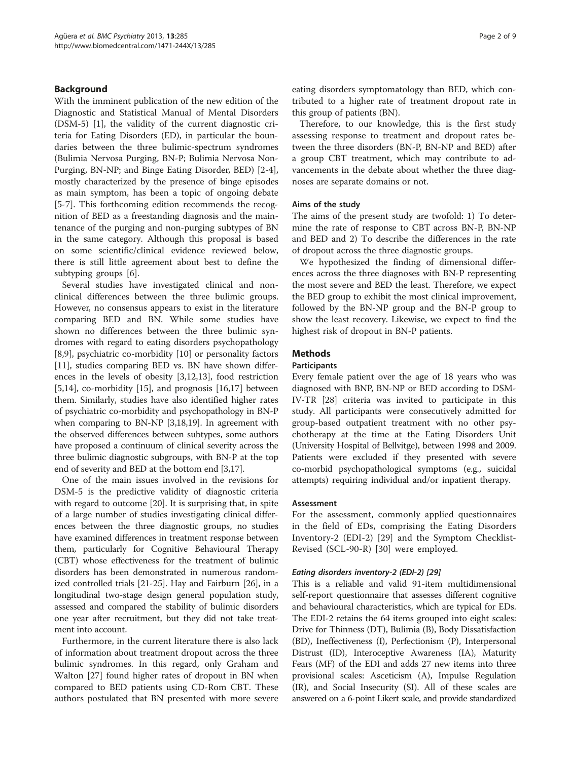## Background

With the imminent publication of the new edition of the Diagnostic and Statistical Manual of Mental Disorders (DSM-5) [1], the validity of the current diagnostic criteria for Eating Disorders (ED), in particular the boundaries between the three bulimic-spectrum syndromes (Bulimia Nervosa Purging, BN-P; Bulimia Nervosa Non-Purging, BN-NP; and Binge Eating Disorder, BED) [2-4], mostly characterized by the presence of binge episodes as main symptom, has been a topic of ongoing debate [5-7]. This forthcoming edition recommends the recognition of BED as a freestanding diagnosis and the maintenance of the purging and non-purging subtypes of BN in the same category. Although this proposal is based on some scientific/clinical evidence reviewed below, there is still little agreement about best to define the subtyping groups [6].

Several studies have investigated clinical and non-clinical differences between the three bulimic groups. However, no consensus appears to exist in the literature comparing BED and BN. While some studies have shown no differences between the three bulimic syndromes with regard to eating disorders psychopathology [8,9], psychiatric co-morbidity [10] or personality factors [11], studies comparing BED vs. BN have shown differences in the levels of obesity [3,12,13], food restriction [5,14], co-morbidity [15], and prognosis [16,17] between them. Similarly, studies have also identified higher rates of psychiatric co-morbidity and psychopathology in BN-P when comparing to BN-NP [3,18,19]. In agreement with the observed differences between subtypes, some authors have proposed a continuum of clinical severity across the three bulimic diagnostic subgroups, with BN-P at the top end of severity and BED at the bottom end [3,17].

One of the main issues involved in the revisions for DSM-5 is the predictive validity of diagnostic criteria with regard to outcome [20]. It is surprising that, in spite of a large number of studies investigating clinical differences between the three diagnostic groups, no studies have examined differences in treatment response between them, particularly for Cognitive Behavioural Therapy (CBT) whose effectiveness for the treatment of bulimic disorders has been demonstrated in numerous randomized controlled trials [21-25]. Hay and Fairburn [26], in a longitudinal two-stage design general population study, assessed and compared the stability of bulimic disorders one year after recruitment, but they did not take treatment into account.

Furthermore, in the current literature there is also lack of information about treatment dropout across the three bulimic syndromes. In this regard, only Graham and Walton [27] found higher rates of dropout in BN when compared to BED patients using CD-Rom CBT. These authors postulated that BN presented with more severe eating disorders symptomatology than BED, which contributed to a higher rate of treatment dropout rate in this group of patients (BN).

Therefore, to our knowledge, this is the first study assessing response to treatment and dropout rates between the three disorders (BN-P, BN-NP and BED) after a group CBT treatment, which may contribute to advancements in the debate about whether the three diagnoses are separate domains or not.

### Aims of the study

The aims of the present study are twofold: 1) To determine the rate of response to CBT across BN-P, BN-NP and BED and 2) To describe the differences in the rate of dropout across the three diagnostic groups.

We hypothesized the finding of dimensional differences across the three diagnoses with BN-P representing the most severe and BED the least. Therefore, we expect the BED group to exhibit the most clinical improvement, followed by the BN-NP group and the BN-P group to show the least recovery. Likewise, we expect to find the highest risk of dropout in BN-P patients.

## Methods

### Participants

Every female patient over the age of 18 years who was diagnosed with BNP, BN-NP or BED according to DSM-IV-TR [28] criteria was invited to participate in this study. All participants were consecutively admitted for group-based outpatient treatment with no other psychotherapy at the time at the Eating Disorders Unit (University Hospital of Bellvitge), between 1998 and 2009. Patients were excluded if they presented with severe co-morbid psychopathological symptoms (e.g., suicidal attempts) requiring individual and/or inpatient therapy.

### Assessment

For the assessment, commonly applied questionnaires in the field of EDs, comprising the Eating Disorders Inventory-2 (EDI-2) [29] and the Symptom Checklist-Revised (SCL-90-R) [30] were employed.

#### *Eating disorders inventory-2 (EDI-2) [29]*

This is a reliable and valid 91-item multidimensional self-report questionnaire that assesses different cognitive and behavioural characteristics, which are typical for EDs. The EDI-2 retains the 64 items grouped into eight scales: Drive for Thinness (DT), Bulimia (B), Body Dissatisfaction (BD), Ineffectiveness (I), Perfectionism (P), Interpersonal Distrust (ID), Interoceptive Awareness (IA), Maturity Fears (MF) of the EDI and adds 27 new items into three provisional scales: Asceticism (A), Impulse Regulation (IR), and Social Insecurity (SI). All of these scales are answered on a 6-point Likert scale, and provide standardized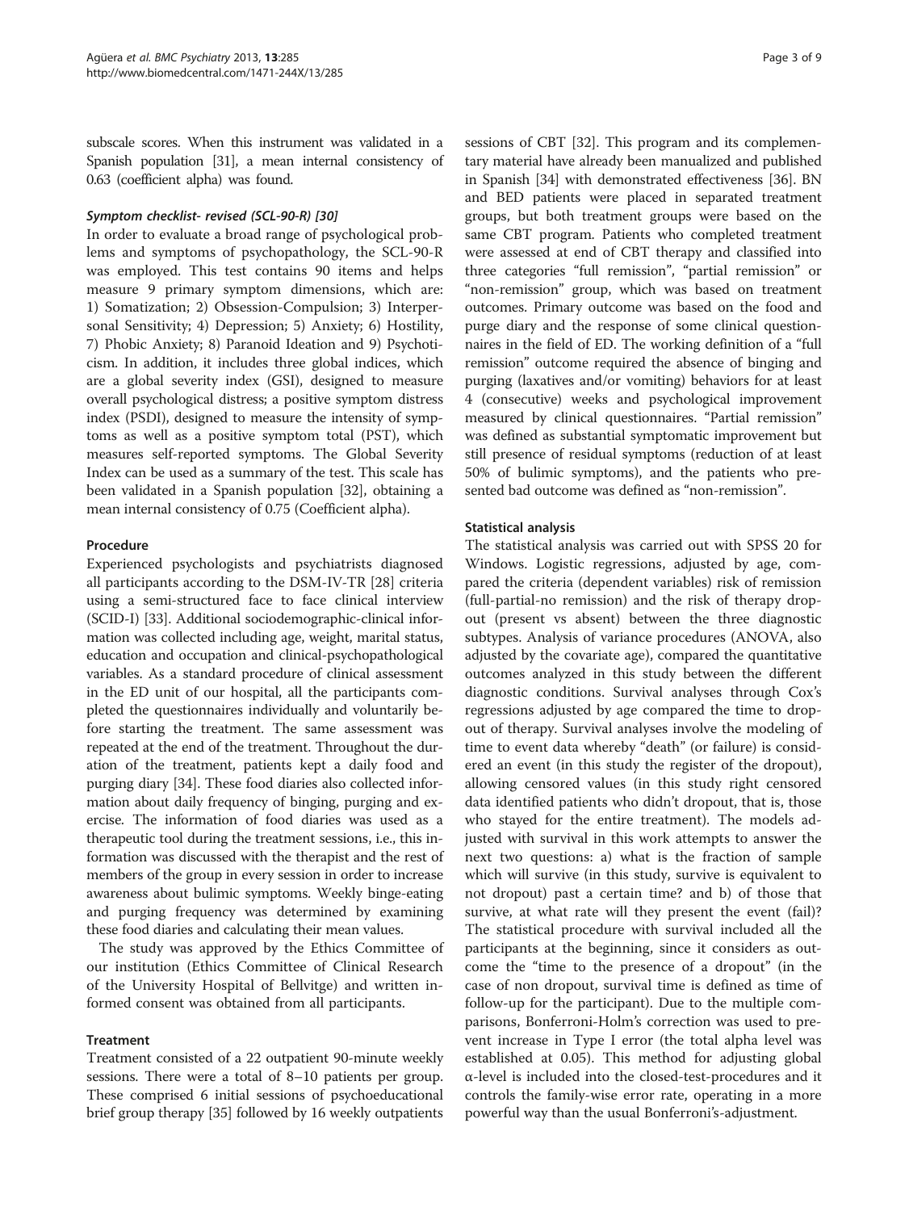subscale scores. When this instrument was validated in a Spanish population [31], a mean internal consistency of 0.63 (coefficient alpha) was found.

#### *Symptom checklist- revised (SCL-90-R) [30]*

In order to evaluate a broad range of psychological problems and symptoms of psychopathology, the SCL-90-R was employed. This test contains 90 items and helps measure 9 primary symptom dimensions, which are: 1) Somatization; 2) Obsession-Compulsion; 3) Interpersonal Sensitivity; 4) Depression; 5) Anxiety; 6) Hostility, 7) Phobic Anxiety; 8) Paranoid Ideation and 9) Psychoticism. In addition, it includes three global indices, which are a global severity index (GSI), designed to measure overall psychological distress; a positive symptom distress index (PSDI), designed to measure the intensity of symptoms as well as a positive symptom total (PST), which measures self-reported symptoms. The Global Severity Index can be used as a summary of the test. This scale has been validated in a Spanish population [32], obtaining a mean internal consistency of 0.75 (Coefficient alpha).

### Procedure

Experienced psychologists and psychiatrists diagnosed all participants according to the DSM-IV-TR [28] criteria using a semi-structured face to face clinical interview (SCID-I) [33]. Additional sociodemographic-clinical information was collected including age, weight, marital status, education and occupation and clinical-psychopathological variables. As a standard procedure of clinical assessment in the ED unit of our hospital, all the participants completed the questionnaires individually and voluntarily before starting the treatment. The same assessment was repeated at the end of the treatment. Throughout the duration of the treatment, patients kept a daily food and purging diary [34]. These food diaries also collected information about daily frequency of binging, purging and exercise. The information of food diaries was used as a therapeutic tool during the treatment sessions, i.e., this information was discussed with the therapist and the rest of members of the group in every session in order to increase awareness about bulimic symptoms. Weekly binge-eating and purging frequency was determined by examining these food diaries and calculating their mean values.

The study was approved by the Ethics Committee of our institution (Ethics Committee of Clinical Research of the University Hospital of Bellvitge) and written informed consent was obtained from all participants.

### Treatment

Treatment consisted of a 22 outpatient 90-minute weekly sessions. There were a total of 8–10 patients per group. These comprised 6 initial sessions of psychoeducational brief group therapy [35] followed by 16 weekly outpatients sessions of CBT [32]. This program and its complementary material have already been manualized and published in Spanish [34] with demonstrated effectiveness [36]. BN and BED patients were placed in separated treatment groups, but both treatment groups were based on the same CBT program. Patients who completed treatment were assessed at end of CBT therapy and classified into three categories "full remission", "partial remission" or "non-remission" group, which was based on treatment outcomes. Primary outcome was based on the food and purge diary and the response of some clinical questionnaires in the field of ED. The working definition of a "full remission" outcome required the absence of binging and purging (laxatives and/or vomiting) behaviors for at least 4 (consecutive) weeks and psychological improvement measured by clinical questionnaires. "Partial remission" was defined as substantial symptomatic improvement but still presence of residual symptoms (reduction of at least 50% of bulimic symptoms), and the patients who presented bad outcome was defined as "non-remission".

### Statistical analysis

The statistical analysis was carried out with SPSS 20 for Windows. Logistic regressions, adjusted by age, compared the criteria (dependent variables) risk of remission (full-partial-no remission) and the risk of therapy dropout (present vs absent) between the three diagnostic subtypes. Analysis of variance procedures (ANOVA, also adjusted by the covariate age), compared the quantitative outcomes analyzed in this study between the different diagnostic conditions. Survival analyses through Cox's regressions adjusted by age compared the time to dropout of therapy. Survival analyses involve the modeling of time to event data whereby "death" (or failure) is considered an event (in this study the register of the dropout), allowing censored values (in this study right censored data identified patients who didn't dropout, that is, those who stayed for the entire treatment). The models adjusted with survival in this work attempts to answer the next two questions: a) what is the fraction of sample which will survive (in this study, survive is equivalent to not dropout) past a certain time? and b) of those that survive, at what rate will they present the event (fail)? The statistical procedure with survival included all the participants at the beginning, since it considers as outcome the "time to the presence of a dropout" (in the case of non dropout, survival time is defined as time of follow-up for the participant). Due to the multiple comparisons, Bonferroni-Holm's correction was used to prevent increase in Type I error (the total alpha level was established at 0.05). This method for adjusting global α-level is included into the closed-test-procedures and it controls the family-wise error rate, operating in a more powerful way than the usual Bonferroni's-adjustment.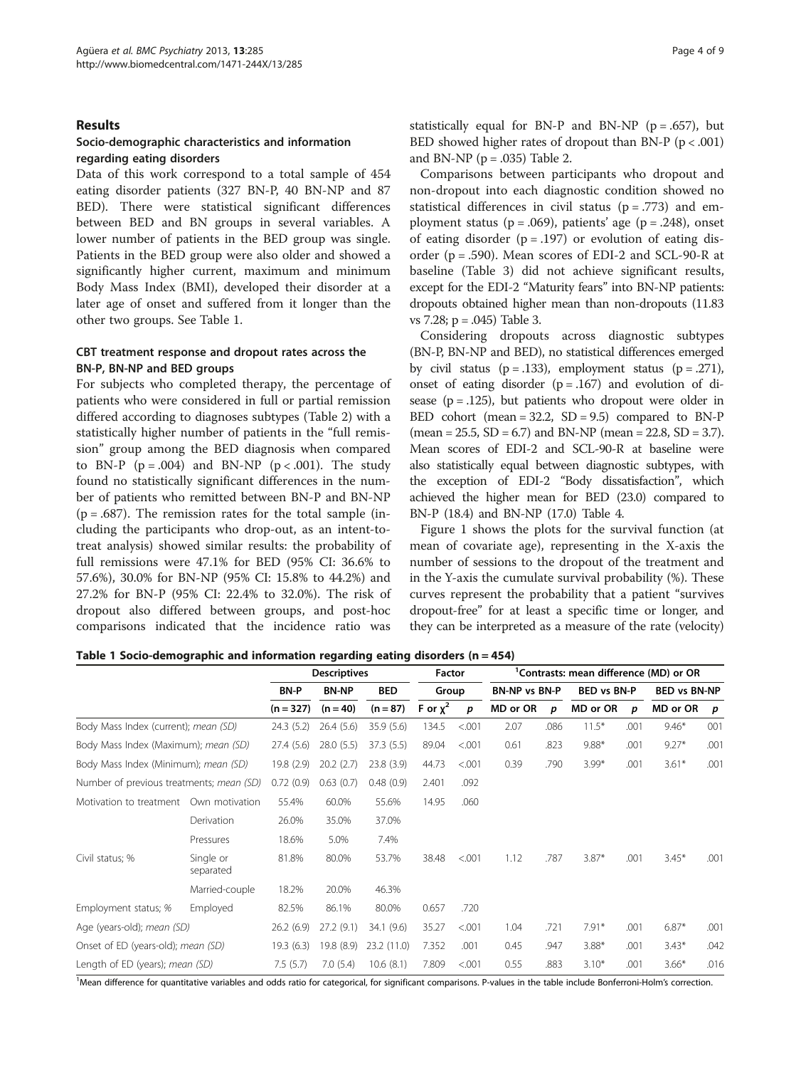## Results

### Socio-demographic characteristics and information regarding eating disorders

Data of this work correspond to a total sample of 454 eating disorder patients (327 BN-P, 40 BN-NP and 87 BED). There were statistical significant differences between BED and BN groups in several variables. A lower number of patients in the BED group was single. Patients in the BED group were also older and showed a significantly higher current, maximum and minimum Body Mass Index (BMI), developed their disorder at a later age of onset and suffered from it longer than the other two groups. See Table 1.

### CBT treatment response and dropout rates across the BN-P, BN-NP and BED groups

For subjects who completed therapy, the percentage of patients who were considered in full or partial remission differed according to diagnoses subtypes (Table 2) with a statistically higher number of patients in the "full remission" group among the BED diagnosis when compared to BN-P ($p = .004$) and BN-NP ($p < .001$). The study found no statistically significant differences in the number of patients who remitted between BN-P and BN-NP ($p = .687$). The remission rates for the total sample (including the participants who drop-out, as an intent-to-treat analysis) showed similar results: the probability of full remissions were 47.1% for BED (95% CI: 36.6% to 57.6%), 30.0% for BN-NP (95% CI: 15.8% to 44.2%) and 27.2% for BN-P (95% CI: 22.4% to 32.0%). The risk of dropout also differed between groups, and post-hoc comparisons indicated that the incidence ratio was statistically equal for BN-P and BN-NP ($p = .657$), but BED showed higher rates of dropout than BN-P ($p < .001$) and BN-NP ($p = .035$) Table 2.

Comparisons between participants who dropout and non-dropout into each diagnostic condition showed no statistical differences in civil status ($p = .773$) and employment status ($p = .069$), patients' age ($p = .248$), onset of eating disorder ($p = .197$) or evolution of eating disorder ($p = .590$). Mean scores of EDI-2 and SCL-90-R at baseline (Table 3) did not achieve significant results, except for the EDI-2 "Maturity fears" into BN-NP patients: dropouts obtained higher mean than non-dropouts (11.83 vs 7.28; $p = .045$) Table 3.

Considering dropouts across diagnostic subtypes (BN-P, BN-NP and BED), no statistical differences emerged by civil status ($p = .133$), employment status ($p = .271$), onset of eating disorder ($p = .167$) and evolution of disease ($p = .125$), but patients who dropout were older in BED cohort (mean = 32.2, SD = 9.5) compared to BN-P (mean = 25.5, SD = 6.7) and BN-NP (mean = 22.8, SD = 3.7). Mean scores of EDI-2 and SCL-90-R at baseline were also statistically equal between diagnostic subtypes, with the exception of EDI-2 "Body dissatisfaction", which achieved the higher mean for BED (23.0) compared to BN-P (18.4) and BN-NP (17.0) Table 4.

Figure 1 shows the plots for the survival function (at mean of covariate age), representing in the X-axis the number of sessions to the dropout of the treatment and in the Y-axis the cumulate survival probability (%). These curves represent the probability that a patient "survives dropout-free" for at least a specific time or longer, and they can be interpreted as a measure of the rate (velocity)

**Table 1 Socio-demographic and information regarding eating disorders (n = 454)**

| | | Descriptives | | | Factor | | [1]Contrasts: mean difference (MD) or OR | | | | | |
|---|---|---|---|---|---|---|---|---|---|---|---|---|
| | | BN-P | BN-NP | BED | Group | | BN-NP vs BN-P | | BED vs BN-P | | BED vs BN-NP | |
| | | (n = 327) | (n = 40) | (n = 87) | F or $\chi^2$ | *p* | MD or OR | *p* | MD or OR | *p* | MD or OR | *p* |
| Body Mass Index (current); *mean (SD)* | | 24.3 (5.2) | 26.4 (5.6) | 35.9 (5.6) | 134.5 | <.001 | 2.07 | .086 | 11.5* | .001 | 9.46* | 001 |
| Body Mass Index (Maximum); *mean (SD)* | | 27.4 (5.6) | 28.0 (5.5) | 37.3 (5.5) | 89.04 | <.001 | 0.61 | .823 | 9.88* | .001 | 9.27* | .001 |
| Body Mass Index (Minimum); *mean (SD)* | | 19.8 (2.9) | 20.2 (2.7) | 23.8 (3.9) | 44.73 | <.001 | 0.39 | .790 | 3.99* | .001 | 3.61* | .001 |
| Number of previous treatments; *mean (SD)* | | 0.72 (0.9) | 0.63 (0.7) | 0.48 (0.9) | 2.401 | .092 | | | | | | |
| Motivation to treatment | Own motivation | 55.4% | 60.0% | 55.6% | 14.95 | .060 | | | | | | |
| | Derivation | 26.0% | 35.0% | 37.0% | | | | | | | | |
| | Pressures | 18.6% | 5.0% | 7.4% | | | | | | | | |
| Civil status; % | Single or separated | 81.8% | 80.0% | 53.7% | 38.48 | <.001 | 1.12 | .787 | 3.87* | .001 | 3.45* | .001 |
| | Married-couple | 18.2% | 20.0% | 46.3% | | | | | | | | |
| Employment status; % | Employed | 82.5% | 86.1% | 80.0% | 0.657 | .720 | | | | | | |
| Age (years-old); *mean (SD)* | | 26.2 (6.9) | 27.2 (9.1) | 34.1 (9.6) | 35.27 | <.001 | 1.04 | .721 | 7.91* | .001 | 6.87* | .001 |
| Onset of ED (years-old); *mean (SD)* | | 19.3 (6.3) | 19.8 (8.9) | 23.2 (11.0) | 7.352 | .001 | 0.45 | .947 | 3.88* | .001 | 3.43* | .042 |
| Length of ED (years); *mean (SD)* | | 7.5 (5.7) | 7.0 (5.4) | 10.6 (8.1) | 7.809 | <.001 | 0.55 | .883 | 3.10* | .001 | 3.66* | .016 |

[1]Mean difference for quantitative variables and odds ratio for categorical, for significant comparisons. P-values in the table include Bonferroni-Holm's correction.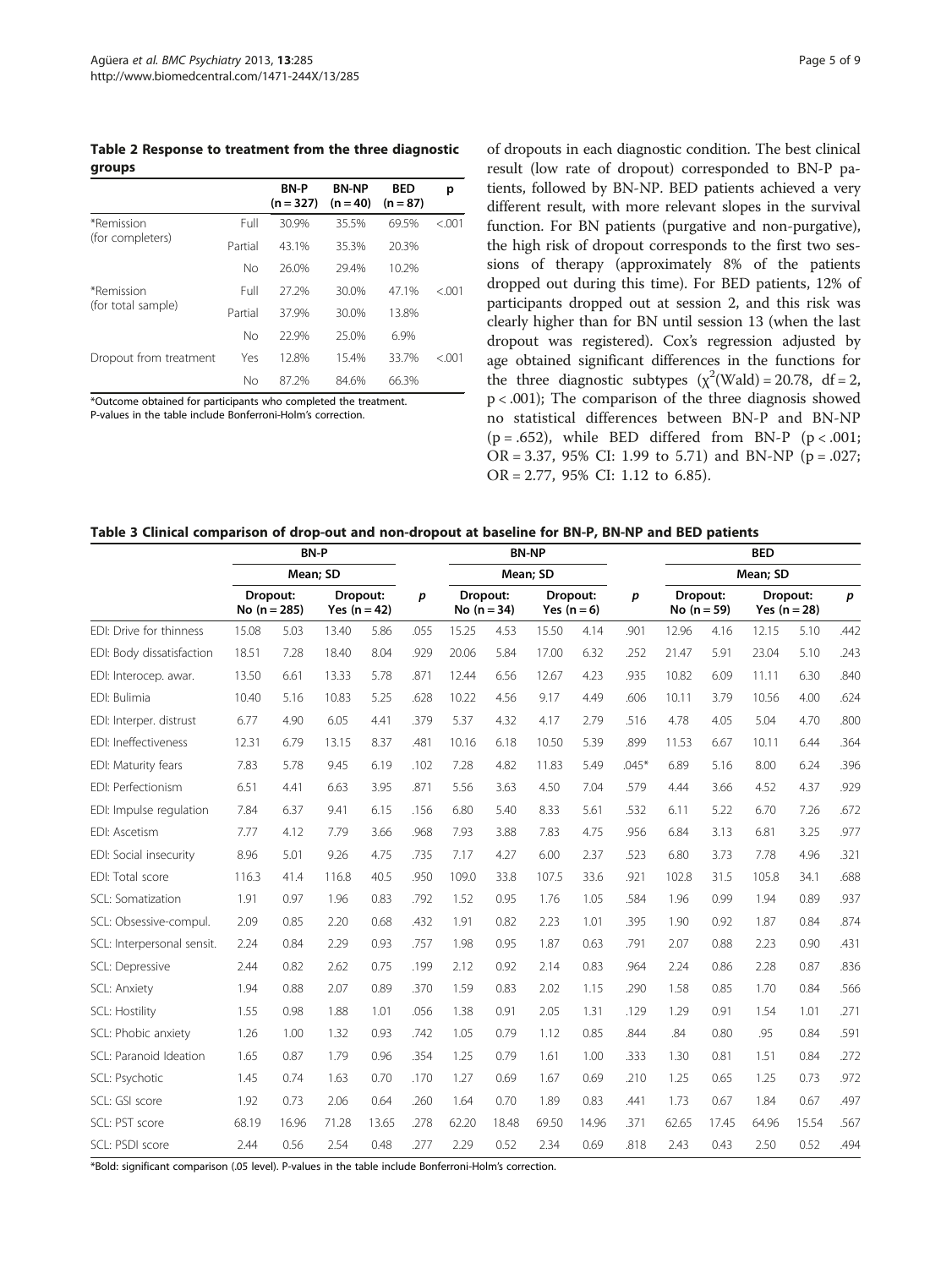**Table 2 Response to treatment from the three diagnostic groups**

| | | BN-P (n = 327) | BN-NP (n = 40) | BED (n = 87) | p |
|---|---|---|---|---|---|
| *Remission (for completers) | Full | 30.9% | 35.5% | 69.5% | <.001 |
| | Partial | 43.1% | 35.3% | 20.3% | |
| | No | 26.0% | 29.4% | 10.2% | |
| *Remission (for total sample) | Full | 27.2% | 30.0% | 47.1% | <.001 |
| | Partial | 37.9% | 30.0% | 13.8% | |
| | No | 22.9% | 25.0% | 6.9% | |
| Dropout from treatment | Yes | 12.8% | 15.4% | 33.7% | <.001 |
| | No | 87.2% | 84.6% | 66.3% | |

*Outcome obtained for participants who completed the treatment.
P-values in the table include Bonferroni-Holm's correction.

of dropouts in each diagnostic condition. The best clinical result (low rate of dropout) corresponded to BN-P patients, followed by BN-NP. BED patients achieved a very different result, with more relevant slopes in the survival function. For BN patients (purgative and non-purgative), the high risk of dropout corresponds to the first two sessions of therapy (approximately 8% of the patients dropped out during this time). For BED patients, 12% of participants dropped out at session 2, and this risk was clearly higher than for BN until session 13 (when the last dropout was registered). Cox's regression adjusted by age obtained significant differences in the functions for the three diagnostic subtypes ($\chi^2$(Wald) = 20.78, df = 2, p < .001); The comparison of the three diagnosis showed no statistical differences between BN-P and BN-NP (p = .652), while BED differed from BN-P (p < .001; OR = 3.37, 95% CI: 1.99 to 5.71) and BN-NP (p = .027; OR = 2.77, 95% CI: 1.12 to 6.85).

**Table 3 Clinical comparison of drop-out and non-dropout at baseline for BN-P, BN-NP and BED patients**

| | BN-P | | | | | BN-NP | | | | | BED | | | | |
|---|---|---|---|---|---|---|---|---|---|---|---|---|---|---|---|
| | Mean; SD | | | | | Mean; SD | | | | | Mean; SD | | | | |
| | Dropout: No (n = 285) | | Dropout: Yes (n = 42) | | *p* | Dropout: No (n = 34) | | Dropout: Yes (n = 6) | | *p* | Dropout: No (n = 59) | | Dropout: Yes (n = 28) | | *p* |
| EDI: Drive for thinness | 15.08 | 5.03 | 13.40 | 5.86 | .055 | 15.25 | 4.53 | 15.50 | 4.14 | .901 | 12.96 | 4.16 | 12.15 | 5.10 | .442 |
| EDI: Body dissatisfaction | 18.51 | 7.28 | 18.40 | 8.04 | .929 | 20.06 | 5.84 | 17.00 | 6.32 | .252 | 21.47 | 5.91 | 23.04 | 5.10 | .243 |
| EDI: Interocep. awar. | 13.50 | 6.61 | 13.33 | 5.78 | .871 | 12.44 | 6.56 | 12.67 | 4.23 | .935 | 10.82 | 6.09 | 11.11 | 6.30 | .840 |
| EDI: Bulimia | 10.40 | 5.16 | 10.83 | 5.25 | .628 | 10.22 | 4.56 | 9.17 | 4.49 | .606 | 10.11 | 3.79 | 10.56 | 4.00 | .624 |
| EDI: Interper. distrust | 6.77 | 4.90 | 6.05 | 4.41 | .379 | 5.37 | 4.32 | 4.17 | 2.79 | .516 | 4.78 | 4.05 | 5.04 | 4.70 | .800 |
| EDI: Ineffectiveness | 12.31 | 6.79 | 13.15 | 8.37 | .481 | 10.16 | 6.18 | 10.50 | 5.39 | .899 | 11.53 | 6.67 | 10.11 | 6.44 | .364 |
| EDI: Maturity fears | 7.83 | 5.78 | 9.45 | 6.19 | .102 | 7.28 | 4.82 | 11.83 | 5.49 | **.045*** | 6.89 | 5.16 | 8.00 | 6.24 | .396 |
| EDI: Perfectionism | 6.51 | 4.41 | 6.63 | 3.95 | .871 | 5.56 | 3.63 | 4.50 | 7.04 | .579 | 4.44 | 3.66 | 4.52 | 4.37 | .929 |
| EDI: Impulse regulation | 7.84 | 6.37 | 9.41 | 6.15 | .156 | 6.80 | 5.40 | 8.33 | 5.61 | .532 | 6.11 | 5.22 | 6.70 | 7.26 | .672 |
| EDI: Ascetism | 7.77 | 4.12 | 7.79 | 3.66 | .968 | 7.93 | 3.88 | 7.83 | 4.75 | .956 | 6.84 | 3.13 | 6.81 | 3.25 | .977 |
| EDI: Social insecurity | 8.96 | 5.01 | 9.26 | 4.75 | .735 | 7.17 | 4.27 | 6.00 | 2.37 | .523 | 6.80 | 3.73 | 7.78 | 4.96 | .321 |
| EDI: Total score | 116.3 | 41.4 | 116.8 | 40.5 | .950 | 109.0 | 33.8 | 107.5 | 33.6 | .921 | 102.8 | 31.5 | 105.8 | 34.1 | .688 |
| SCL: Somatization | 1.91 | 0.97 | 1.96 | 0.83 | .792 | 1.52 | 0.95 | 1.76 | 1.05 | .584 | 1.96 | 0.99 | 1.94 | 0.89 | .937 |
| SCL: Obsessive-compul. | 2.09 | 0.85 | 2.20 | 0.68 | .432 | 1.91 | 0.82 | 2.23 | 1.01 | .395 | 1.90 | 0.92 | 1.87 | 0.84 | .874 |
| SCL: Interpersonal sensit. | 2.24 | 0.84 | 2.29 | 0.93 | .757 | 1.98 | 0.95 | 1.87 | 0.63 | .791 | 2.07 | 0.88 | 2.23 | 0.90 | .431 |
| SCL: Depressive | 2.44 | 0.82 | 2.62 | 0.75 | .199 | 2.12 | 0.92 | 2.14 | 0.83 | .964 | 2.24 | 0.86 | 2.28 | 0.87 | .836 |
| SCL: Anxiety | 1.94 | 0.88 | 2.07 | 0.89 | .370 | 1.59 | 0.83 | 2.02 | 1.15 | .290 | 1.58 | 0.85 | 1.70 | 0.84 | .566 |
| SCL: Hostility | 1.55 | 0.98 | 1.88 | 1.01 | .056 | 1.38 | 0.91 | 2.05 | 1.31 | .129 | 1.29 | 0.91 | 1.54 | 1.01 | .271 |
| SCL: Phobic anxiety | 1.26 | 1.00 | 1.32 | 0.93 | .742 | 1.05 | 0.79 | 1.12 | 0.85 | .844 | .84 | 0.80 | .95 | 0.84 | .591 |
| SCL: Paranoid Ideation | 1.65 | 0.87 | 1.79 | 0.96 | .354 | 1.25 | 0.79 | 1.61 | 1.00 | .333 | 1.30 | 0.81 | 1.51 | 0.84 | .272 |
| SCL: Psychotic | 1.45 | 0.74 | 1.63 | 0.70 | .170 | 1.27 | 0.69 | 1.67 | 0.69 | .210 | 1.25 | 0.65 | 1.25 | 0.73 | .972 |
| SCL: GSI score | 1.92 | 0.73 | 2.06 | 0.64 | .260 | 1.64 | 0.70 | 1.89 | 0.83 | .441 | 1.73 | 0.67 | 1.84 | 0.67 | .497 |
| SCL: PST score | 68.19 | 16.96 | 71.28 | 13.65 | .278 | 62.20 | 18.48 | 69.50 | 14.96 | .371 | 62.65 | 17.45 | 64.96 | 15.54 | .567 |
| SCL: PSDI score | 2.44 | 0.56 | 2.54 | 0.48 | .277 | 2.29 | 0.52 | 2.34 | 0.69 | .818 | 2.43 | 0.43 | 2.50 | 0.52 | .494 |

*Bold: significant comparison (.05 level). P-values in the table include Bonferroni-Holm's correction.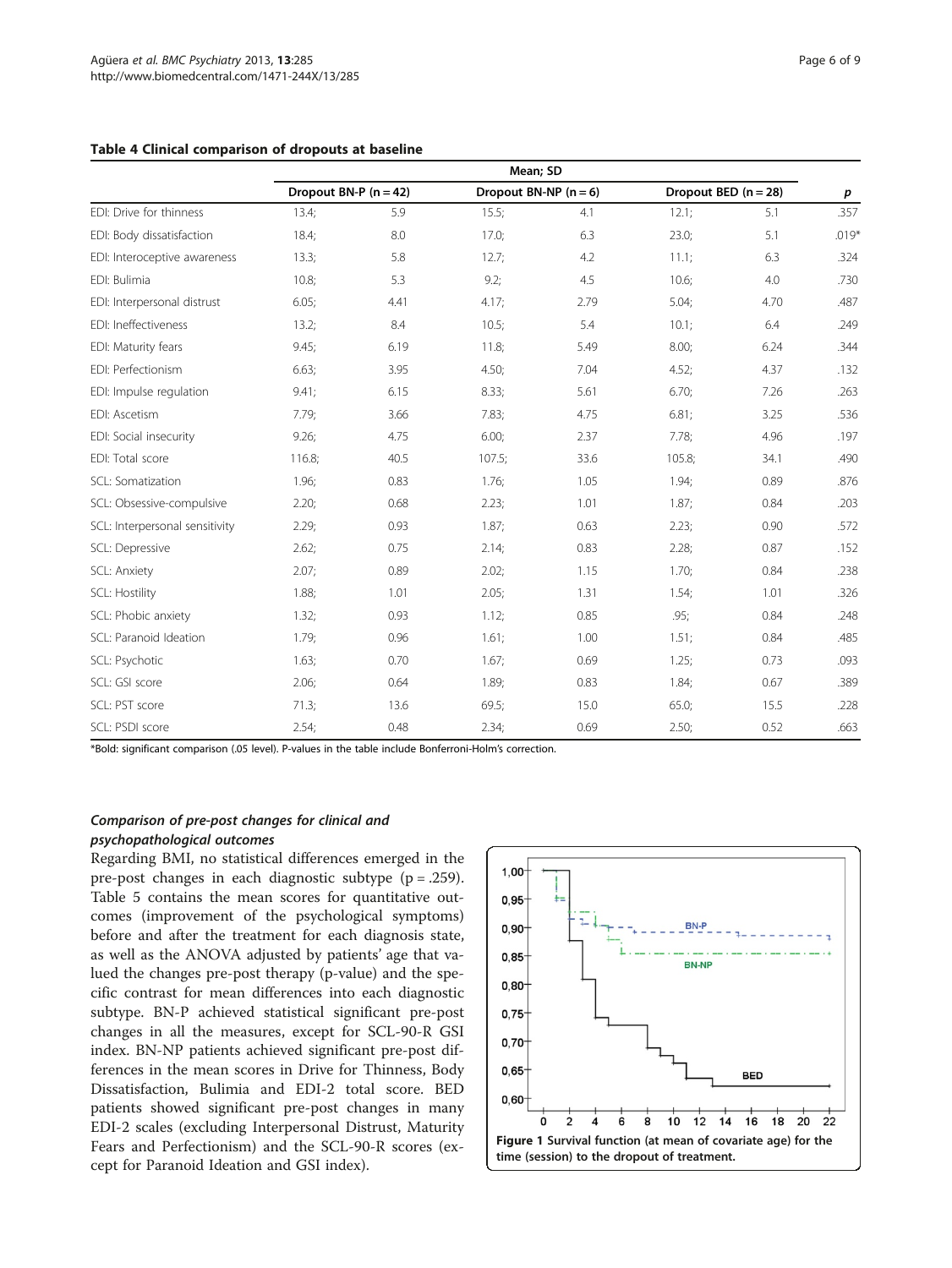**Table 4 Clinical comparison of dropouts at baseline**

| | Mean; SD | | | | | | |
|---|---|---|---|---|---|---|---|
| | Dropout BN-P (n = 42) | | Dropout BN-NP (n = 6) | | Dropout BED (n = 28) | | *p* |
| EDI: Drive for thinness | 13.4; | 5.9 | 15.5; | 4.1 | 12.1; | 5.1 | .357 |
| EDI: Body dissatisfaction | 18.4; | 8.0 | 17.0; | 6.3 | 23.0; | 5.1 | .019* |
| EDI: Interoceptive awareness | 13.3; | 5.8 | 12.7; | 4.2 | 11.1; | 6.3 | .324 |
| EDI: Bulimia | 10.8; | 5.3 | 9.2; | 4.5 | 10.6; | 4.0 | .730 |
| EDI: Interpersonal distrust | 6.05; | 4.41 | 4.17; | 2.79 | 5.04; | 4.70 | .487 |
| EDI: Ineffectiveness | 13.2; | 8.4 | 10.5; | 5.4 | 10.1; | 6.4 | .249 |
| EDI: Maturity fears | 9.45; | 6.19 | 11.8; | 5.49 | 8.00; | 6.24 | .344 |
| EDI: Perfectionism | 6.63; | 3.95 | 4.50; | 7.04 | 4.52; | 4.37 | .132 |
| EDI: Impulse regulation | 9.41; | 6.15 | 8.33; | 5.61 | 6.70; | 7.26 | .263 |
| EDI: Ascetism | 7.79; | 3.66 | 7.83; | 4.75 | 6.81; | 3.25 | .536 |
| EDI: Social insecurity | 9.26; | 4.75 | 6.00; | 2.37 | 7.78; | 4.96 | .197 |
| EDI: Total score | 116.8; | 40.5 | 107.5; | 33.6 | 105.8; | 34.1 | .490 |
| SCL: Somatization | 1.96; | 0.83 | 1.76; | 1.05 | 1.94; | 0.89 | .876 |
| SCL: Obsessive-compulsive | 2.20; | 0.68 | 2.23; | 1.01 | 1.87; | 0.84 | .203 |
| SCL: Interpersonal sensitivity | 2.29; | 0.93 | 1.87; | 0.63 | 2.23; | 0.90 | .572 |
| SCL: Depressive | 2.62; | 0.75 | 2.14; | 0.83 | 2.28; | 0.87 | .152 |
| SCL: Anxiety | 2.07; | 0.89 | 2.02; | 1.15 | 1.70; | 0.84 | .238 |
| SCL: Hostility | 1.88; | 1.01 | 2.05; | 1.31 | 1.54; | 1.01 | .326 |
| SCL: Phobic anxiety | 1.32; | 0.93 | 1.12; | 0.85 | .95; | 0.84 | .248 |
| SCL: Paranoid Ideation | 1.79; | 0.96 | 1.61; | 1.00 | 1.51; | 0.84 | .485 |
| SCL: Psychotic | 1.63; | 0.70 | 1.67; | 0.69 | 1.25; | 0.73 | .093 |
| SCL: GSI score | 2.06; | 0.64 | 1.89; | 0.83 | 1.84; | 0.67 | .389 |
| SCL: PST score | 71.3; | 13.6 | 69.5; | 15.0 | 65.0; | 15.5 | .228 |
| SCL: PSDI score | 2.54; | 0.48 | 2.34; | 0.69 | 2.50; | 0.52 | .663 |

*Bold: significant comparison (.05 level). P-values in the table include Bonferroni-Holm's correction.

### *Comparison of pre-post changes for clinical and psychopathological outcomes*

Regarding BMI, no statistical differences emerged in the pre-post changes in each diagnostic subtype (p = .259). Table 5 contains the mean scores for quantitative outcomes (improvement of the psychological symptoms) before and after the treatment for each diagnosis state, as well as the ANOVA adjusted by patients' age that valued the changes pre-post therapy (p-value) and the specific contrast for mean differences into each diagnostic subtype. BN-P achieved statistical significant pre-post changes in all the measures, except for SCL-90-R GSI index. BN-NP patients achieved significant pre-post differences in the mean scores in Drive for Thinness, Body Dissatisfaction, Bulimia and EDI-2 total score. BED patients showed significant pre-post changes in many EDI-2 scales (excluding Interpersonal Distrust, Maturity Fears and Perfectionism) and the SCL-90-R scores (except for Paranoid Ideation and GSI index).

**Figure 1 Survival function (at mean of covariate age) for the time (session) to the dropout of treatment.**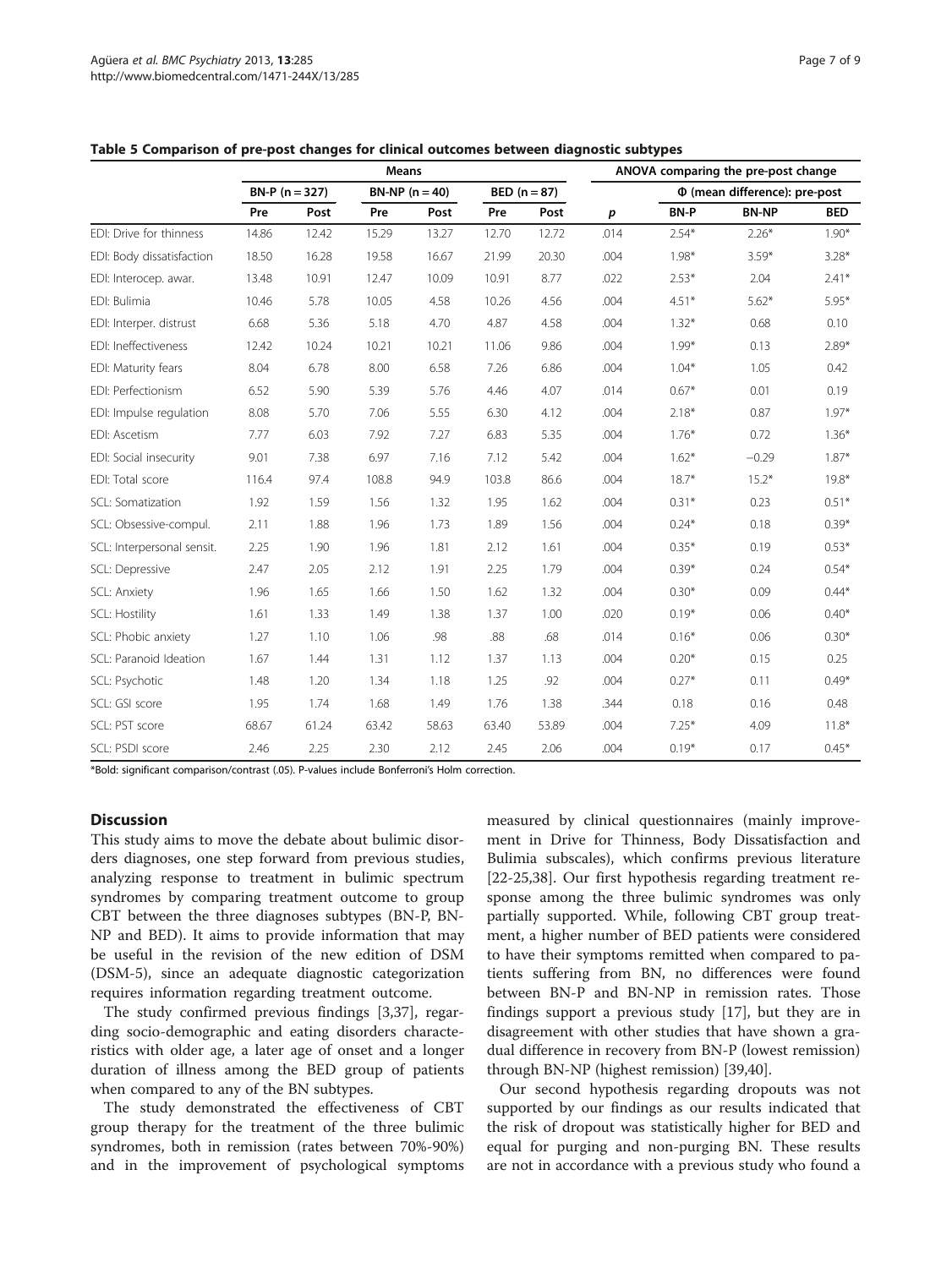**Table 5 Comparison of pre-post changes for clinical outcomes between diagnostic subtypes**

| | Means | | | | | | ANOVA comparing the pre-post change | | | |
|---|---|---|---|---|---|---|---|---|---|---|
| | BN-P (n = 327) | | BN-NP (n = 40) | | BED (n = 87) | | | Φ (mean difference): pre-post | | |
| | Pre | Post | Pre | Post | Pre | Post | *p* | BN-P | BN-NP | BED |
| EDI: Drive for thinness | 14.86 | 12.42 | 15.29 | 13.27 | 12.70 | 12.72 | .014 | 2.54* | 2.26* | 1.90* |
| EDI: Body dissatisfaction | 18.50 | 16.28 | 19.58 | 16.67 | 21.99 | 20.30 | .004 | 1.98* | 3.59* | 3.28* |
| EDI: Interocep. awar. | 13.48 | 10.91 | 12.47 | 10.09 | 10.91 | 8.77 | .022 | 2.53* | 2.04 | 2.41* |
| EDI: Bulimia | 10.46 | 5.78 | 10.05 | 4.58 | 10.26 | 4.56 | .004 | 4.51* | 5.62* | 5.95* |
| EDI: Interper. distrust | 6.68 | 5.36 | 5.18 | 4.70 | 4.87 | 4.58 | .004 | 1.32* | 0.68 | 0.10 |
| EDI: Ineffectiveness | 12.42 | 10.24 | 10.21 | 10.21 | 11.06 | 9.86 | .004 | 1.99* | 0.13 | 2.89* |
| EDI: Maturity fears | 8.04 | 6.78 | 8.00 | 6.58 | 7.26 | 6.86 | .004 | 1.04* | 1.05 | 0.42 |
| EDI: Perfectionism | 6.52 | 5.90 | 5.39 | 5.76 | 4.46 | 4.07 | .014 | 0.67* | 0.01 | 0.19 |
| EDI: Impulse regulation | 8.08 | 5.70 | 7.06 | 5.55 | 6.30 | 4.12 | .004 | 2.18* | 0.87 | 1.97* |
| EDI: Ascetism | 7.77 | 6.03 | 7.92 | 7.27 | 6.83 | 5.35 | .004 | 1.76* | 0.72 | 1.36* |
| EDI: Social insecurity | 9.01 | 7.38 | 6.97 | 7.16 | 7.12 | 5.42 | .004 | 1.62* | −0.29 | 1.87* |
| EDI: Total score | 116.4 | 97.4 | 108.8 | 94.9 | 103.8 | 86.6 | .004 | 18.7* | 15.2* | 19.8* |
| SCL: Somatization | 1.92 | 1.59 | 1.56 | 1.32 | 1.95 | 1.62 | .004 | 0.31* | 0.23 | 0.51* |
| SCL: Obsessive-compul. | 2.11 | 1.88 | 1.96 | 1.73 | 1.89 | 1.56 | .004 | 0.24* | 0.18 | 0.39* |
| SCL: Interpersonal sensit. | 2.25 | 1.90 | 1.96 | 1.81 | 2.12 | 1.61 | .004 | 0.35* | 0.19 | 0.53* |
| SCL: Depressive | 2.47 | 2.05 | 2.12 | 1.91 | 2.25 | 1.79 | .004 | 0.39* | 0.24 | 0.54* |
| SCL: Anxiety | 1.96 | 1.65 | 1.66 | 1.50 | 1.62 | 1.32 | .004 | 0.30* | 0.09 | 0.44* |
| SCL: Hostility | 1.61 | 1.33 | 1.49 | 1.38 | 1.37 | 1.00 | .020 | 0.19* | 0.06 | 0.40* |
| SCL: Phobic anxiety | 1.27 | 1.10 | 1.06 | .98 | .88 | .68 | .014 | 0.16* | 0.06 | 0.30* |
| SCL: Paranoid Ideation | 1.67 | 1.44 | 1.31 | 1.12 | 1.37 | 1.13 | .004 | 0.20* | 0.15 | 0.25 |
| SCL: Psychotic | 1.48 | 1.20 | 1.34 | 1.18 | 1.25 | .92 | .004 | 0.27* | 0.11 | 0.49* |
| SCL: GSI score | 1.95 | 1.74 | 1.68 | 1.49 | 1.76 | 1.38 | .344 | 0.18 | 0.16 | 0.48 |
| SCL: PST score | 68.67 | 61.24 | 63.42 | 58.63 | 63.40 | 53.89 | .004 | 7.25* | 4.09 | 11.8* |
| SCL: PSDI score | 2.46 | 2.25 | 2.30 | 2.12 | 2.45 | 2.06 | .004 | 0.19* | 0.17 | 0.45* |

*Bold: significant comparison/contrast (.05). P-values include Bonferroni's Holm correction.

## Discussion

This study aims to move the debate about bulimic disorders diagnoses, one step forward from previous studies, analyzing response to treatment in bulimic spectrum syndromes by comparing treatment outcome to group CBT between the three diagnoses subtypes (BN-P, BN-NP and BED). It aims to provide information that may be useful in the revision of the new edition of DSM (DSM-5), since an adequate diagnostic categorization requires information regarding treatment outcome.

The study confirmed previous findings [3,37], regarding socio-demographic and eating disorders characteristics with older age, a later age of onset and a longer duration of illness among the BED group of patients when compared to any of the BN subtypes.

The study demonstrated the effectiveness of CBT group therapy for the treatment of the three bulimic syndromes, both in remission (rates between 70%-90%) and in the improvement of psychological symptoms measured by clinical questionnaires (mainly improvement in Drive for Thinness, Body Dissatisfaction and Bulimia subscales), which confirms previous literature [22-25,38]. Our first hypothesis regarding treatment response among the three bulimic syndromes was only partially supported. While, following CBT group treatment, a higher number of BED patients were considered to have their symptoms remitted when compared to patients suffering from BN, no differences were found between BN-P and BN-NP in remission rates. Those findings support a previous study [17], but they are in disagreement with other studies that have shown a gradual difference in recovery from BN-P (lowest remission) through BN-NP (highest remission) [39,40].

Our second hypothesis regarding dropouts was not supported by our findings as our results indicated that the risk of dropout was statistically higher for BED and equal for purging and non-purging BN. These results are not in accordance with a previous study who found a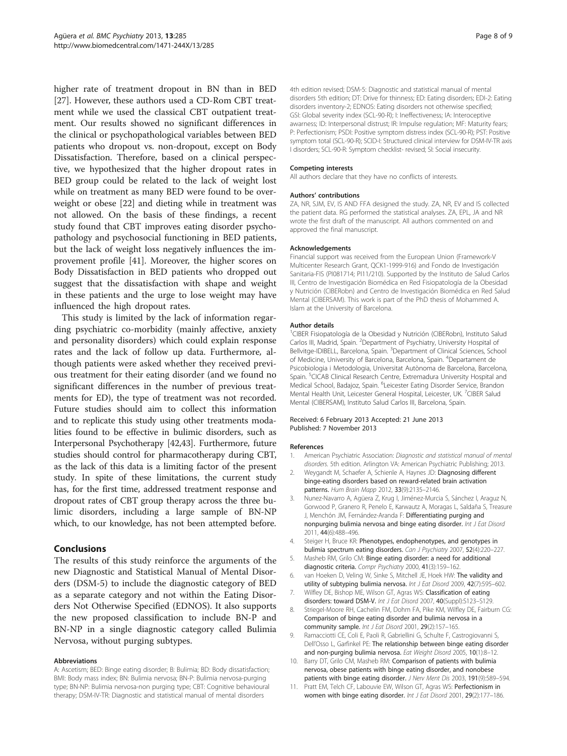higher rate of treatment dropout in BN than in BED [27]. However, these authors used a CD-Rom CBT treatment while we used the classical CBT outpatient treatment. Our results showed no significant differences in the clinical or psychopathological variables between BED patients who dropout vs. non-dropout, except on Body Dissatisfaction. Therefore, based on a clinical perspective, we hypothesized that the higher dropout rates in BED group could be related to the lack of weight lost while on treatment as many BED were found to be overweight or obese [22] and dieting while in treatment was not allowed. On the basis of these findings, a recent study found that CBT improves eating disorder psychopathology and psychosocial functioning in BED patients, but the lack of weight loss negatively influences the improvement profile [41]. Moreover, the higher scores on Body Dissatisfaction in BED patients who dropped out suggest that the dissatisfaction with shape and weight in these patients and the urge to lose weight may have influenced the high dropout rates.

This study is limited by the lack of information regarding psychiatric co-morbidity (mainly affective, anxiety and personality disorders) which could explain response rates and the lack of follow up data. Furthermore, although patients were asked whether they received previous treatment for their eating disorder (and we found no significant differences in the number of previous treatments for ED), the type of treatment was not recorded. Future studies should aim to collect this information and to replicate this study using other treatments modalities found to be effective in bulimic disorders, such as Interpersonal Psychotherapy [42,43]. Furthermore, future studies should control for pharmacotherapy during CBT, as the lack of this data is a limiting factor of the present study. In spite of these limitations, the current study has, for the first time, addressed treatment response and dropout rates of CBT group therapy across the three bulimic disorders, including a large sample of BN-NP which, to our knowledge, has not been attempted before.

## Conclusions

The results of this study reinforce the arguments of the new Diagnostic and Statistical Manual of Mental Disorders (DSM-5) to include the diagnostic category of BED as a separate category and not within the Eating Disorders Not Otherwise Specified (EDNOS). It also supports the new proposed classification to include BN-P and BN-NP in a single diagnostic category called Bulimia Nervosa, without purging subtypes.

#### Abbreviations

A: Ascetism; BED: Binge eating disorder; B: Bulimia; BD: Body dissatisfaction; BMI: Body mass index; BN: Bulimia nervosa; BN-P: Bulimia nervosa-purging type; BN-NP: Bulimia nervosa-non purging type; CBT: Cognitive behavioural therapy; DSM-IV-TR: Diagnostic and statistical manual of mental disorders 4th edition revised; DSM-5: Diagnostic and statistical manual of mental disorders 5th edition; DT: Drive for thinness; ED: Eating disorders; EDI-2: Eating disorders inventory-2; EDNOS: Eating disorders not otherwise specified; GSI: Global severity index (SCL-90-R); I: Ineffectiveness; IA: Interoceptive awarness; ID: Interpersonal distrust; IR: Impulse regulation; MF: Maturity fears; P: Perfectionism; PSDI: Positive symptom distress index (SCL-90-R); PST: Positive symptom total (SCL-90-R); SCID-I: Structured clinical interview for DSM-IV-TR axis I disorders; SCL-90-R: Symptom checklist- revised; SI: Social insecurity.

#### Competing interests

All authors declare that they have no conflicts of interests.

#### Authors' contributions

ZA, NR, SJM, EV, IS AND FFA designed the study. ZA, NR, EV and IS collected the patient data. RG performed the statistical analyses. ZA, EPL, JA and NR wrote the first draft of the manuscript. All authors commented on and approved the final manuscript.

#### Acknowledgements

Financial support was received from the European Union (Framework-V Multicenter Research Grant, QCK1-1999-916) and Fondo de Investigación Sanitaria-FIS (PI081714; PI11/210). Supported by the Instituto de Salud Carlos III, Centro de Investigación Biomédica en Red Fisiopatología de la Obesidad y Nutrición (CIBERobn) and Centro de Investigación Biomédica en Red Salud Mental (CIBERSAM). This work is part of the PhD thesis of Mohammed A. Islam at the University of Barcelona.

#### Author details

[1]CIBER Fisiopatología de la Obesidad y Nutrición (CIBERobn), Instituto Salud Carlos III, Madrid, Spain. [2]Department of Psychiatry, University Hospital of Bellvitge-IDIBELL, Barcelona, Spain. [3]Department of Clinical Sciences, School of Medicine, University of Barcelona, Barcelona, Spain. [4]Departament de Psicobiologia i Metodologia, Universitat Autònoma de Barcelona, Barcelona, Spain. [5]CICAB Clinical Research Centre, Extremadura University Hospital and Medical School, Badajoz, Spain. [6]Leicester Eating Disorder Service, Brandon Mental Health Unit, Leicester General Hospital, Leicester, UK. [7]CIBER Salud Mental (CIBERSAM), Instituto Salud Carlos III, Barcelona, Spain.

Received: 6 February 2013 Accepted: 21 June 2013
Published: 7 November 2013

#### References

1. American Psychiatric Association: *Diagnostic and statistical manual of mental disorders.* 5th edition. Arlington VA: American Psychiatric Publishing; 2013.
2. Weygandt M, Schaefer A, Schienle A, Haynes JD: **Diagnosing different binge-eating disorders based on reward-related brain activation patterns.** *Hum Brain Mapp* 2012, **33**(9):2135–2146.
3. Nunez-Navarro A, Agüera Z, Krug I, Jiménez-Murcia S, Sánchez I, Araguz N, Gorwood P, Granero R, Penelo E, Karwautz A, Moragas L, Saldaña S, Treasure J, Menchón JM, Fernández-Aranda F: **Differentiating purging and nonpurging bulimia nervosa and binge eating disorder.** *Int J Eat Disord* 2011, **44**(6):488–496.
4. Steiger H, Bruce KR: **Phenotypes, endophenotypes, and genotypes in bulimia spectrum eating disorders.** *Can J Psychiatry* 2007, **52**(4):220–227.
5. Masheb RM, Grilo CM: **Binge eating disorder: a need for additional diagnostic criteria.** *Compr Psychiatry* 2000, **41**(3):159–162.
6. van Hoeken D, Veling W, Sinke S, Mitchell JE, Hoek HW: **The validity and utility of subtyping bulimia nervosa.** *Int J Eat Disord* 2009, **42**(7):595–602.
7. Wilfley DE, Bishop ME, Wilson GT, Agras WS: **Classification of eating disorders: toward DSM-V.** *Int J Eat Disord* 2007, **40**(Suppl):S123–S129.
8. Striegel-Moore RH, Cachelin FM, Dohm FA, Pike KM, Wilfley DE, Fairburn CG: **Comparison of binge eating disorder and bulimia nervosa in a community sample.** *Int J Eat Disord* 2001, **29**(2):157–165.
9. Ramacciotti CE, Coli E, Paoli R, Gabriellini G, Schulte F, Castrogiovanni S, Dell'Osso L, Garfinkel PE: **The relationship between binge eating disorder and non-purging bulimia nervosa.** *Eat Weight Disord* 2005, **10**(1):8–12.
10. Barry DT, Grilo CM, Masheb RM: **Comparison of patients with bulimia nervosa, obese patients with binge eating disorder, and nonobese patients with binge eating disorder.** *J Nerv Ment Dis* 2003, **191**(9):589–594.
11. Pratt EM, Telch CF, Labouvie EW, Wilson GT, Agras WS: **Perfectionism in women with binge eating disorder.** *Int J Eat Disord* 2001, **29**(2):177–186.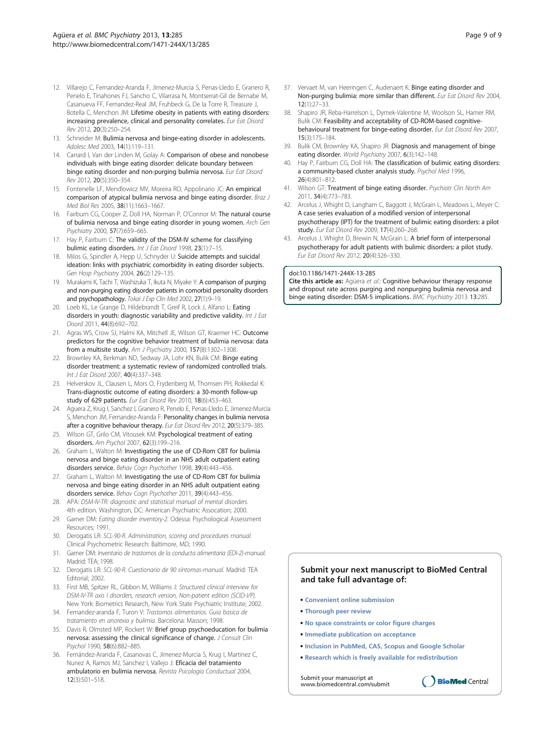12. Villarejo C, Fernandez-Aranda F, Jimenez-Murcia S, Penas-Lledo E, Granero R, Penelo E, Tinahones FJ, Sancho C, Vilarrasa N, Montserrat-Gil de Bernabe M, Casanueva FF, Fernandez-Real JM, Fruhbeck G, De la Torre R, Treasure J, Botella C, Menchon JM: **Lifetime obesity in patients with eating disorders: increasing prevalence, clinical and personality correlates.** *Eur Eat Disord Rev* 2012, **20**(3):250–254.
13. Schneider M: **Bulimia nervosa and binge-eating disorder in adolescents.** *Adolesc Med* 2003, **14**(1):119–131.
14. Carrard I, Van der Linden M, Golay A: **Comparison of obese and nonobese individuals with binge eating disorder: delicate boundary between binge eating disorder and non-purging bulimia nervosa.** *Eur Eat Disord Rev* 2012, **20**(5):350–354.
15. Fontenelle LF, Mendlowicz MV, Moreira RO, Appolinario JC: **An empirical comparison of atypical bulimia nervosa and binge eating disorder.** *Braz J Med Biol Res* 2005, **38**(11):1663–1667.
16. Fairburn CG, Cooper Z, Doll HA, Norman P, O'Connor M: **The natural course of bulimia nervosa and binge eating disorder in young women.** *Arch Gen Psychiatry* 2000, **57**(7):659–665.
17. Hay P, Fairburn C: **The validity of the DSM-IV scheme for classifying bulimic eating disorders.** *Int J Eat Disord* 1998, **23**(1):7–15.
18. Milos G, Spindler A, Hepp U, Schnyder U: **Suicide attempts and suicidal ideation: links with psychiatric comorbidity in eating disorder subjects.** *Gen Hosp Psychiatry* 2004, **26**(2):129–135.
19. Murakami K, Tachi T, Washizuka T, Ikuta N, Miyake Y: **A comparison of purging and non-purging eating disorder patients in comorbid personality disorders and psychopathology.** *Tokai J Exp Clin Med* 2002, **27**(1):9–19.
20. Loeb KL, Le Grange D, Hildebrandt T, Greif R, Lock J, Alfano L: **Eating disorders in youth: diagnostic variability and predictive validity.** *Int J Eat Disord* 2011, **44**(8):692–702.
21. Agras WS, Crow SJ, Halmi KA, Mitchell JE, Wilson GT, Kraemer HC: **Outcome predictors for the cognitive behavior treatment of bulimia nervosa: data from a multisite study.** *Am J Psychiatry* 2000, **157**(8):1302–1308.
22. Brownley KA, Berkman ND, Sedway JA, Lohr KN, Bulik CM: **Binge eating disorder treatment: a systematic review of randomized controlled trials.** *Int J Eat Disord* 2007, **40**(4):337–348.
23. Helverskov JL, Clausen L, Mors O, Frydenberg M, Thomsen PH, Rokkedal K: **Trans-diagnostic outcome of eating disorders: a 30-month follow-up study of 629 patients.** *Eur Eat Disord Rev* 2010, **18**(6):453–463.
24. Aguera Z, Krug I, Sanchez I, Granero R, Penelo E, Penas-Lledo E, Jimenez-Murcia S, Menchon JM, Fernandez-Aranda F: **Personality changes in bulimia nervosa after a cognitive behaviour therapy.** *Eur Eat Disord Rev* 2012, **20**(5):379–385.
25. Wilson GT, Grilo CM, Vitousek KM: **Psychological treatment of eating disorders.** *Am Psychol* 2007, **62**(3):199–216.
26. Graham L, Walton M: **Investigating the use of CD-Rom CBT for bulimia nervosa and binge eating disorder in an NHS adult outpatient eating disorders service.** *Behav Cogn Psychother* 1998, **39**(4):443–456.
27. Graham L, Walton M: **Investigating the use of CD-Rom CBT for bulimia nervosa and binge eating disorder in an NHS adult outpatient eating disorders service.** *Behav Cogn Psychother* 2011, **39**(4):443–456.
28. APA: *DSM-IV-TR: diagnostic and statistical manual of mental disorders.* 4th edition. Washington, DC: American Psychiatric Assocation; 2000.
29. Garner DM: *Eating disorder inventory-2.* Odessa: Psychological Assessment Resources; 1991.
30. Derogatis LR: *SCL-90-R. Administration, scoring and procedures manual.* Clinical Psychometric Research: Baltimore, MD; 1990.
31. Garner DM: *Inventario de trastornos de la conducta alimentaria (EDI-2)-manual.* Madrid: TEA; 1998.
32. Derogatis LR: *SCL-90-R. Cuestionario de 90 síntomas-manual.* Madrid: TEA Editorial; 2002.
33. First MB, Spitzer RL, Gibbon M, Williams J: *Structured clinical interview for DSM-IV-TR axis I disorders, research version, Non-patient edition (SCID-I/P).* New York: Biometrics Research, New York State Psychiatric Institute; 2002.
34. Fernandez-aranda F, Turon V: *Trastornos alimentarios. Guia basica de tratamiento en anorexia y bulimia.* Barcelona: Masson; 1998.
35. Davis R, Olmsted MP, Rockert W: **Brief group psychoeducation for bulimia nervosa: assessing the clinical significance of change.** *J Consult Clin Psychol* 1990, **58**(6):882–885.
36. Fernández-Aranda F, Casanovas C, Jimenez-Murcia S, Krug I, Martinez C, Nunez A, Ramos MJ, Sanchez I, Vallejo J: **Eficacia del tratamiento ambulatorio en bulímia nervosa.** *Revista Psicologia Conductual* 2004, **12**(3):501–518.
37. Vervaet M, van Heeringen C, Audenaert K: **Binge eating disorder and Non-purging bulimia: more similar than different.** *Eur Eat Disord Rev* 2004, **12**(1):27–33.
38. Shapiro JR, Reba-Harrelson L, Dymek-Valentine M, Woolson SL, Hamer RM, Bulik CM: **Feasibility and acceptability of CD-ROM-based cognitive-behavioural treatment for binge-eating disorder.** *Eur Eat Disord Rev* 2007, **15**(3):175–184.
39. Bulik CM, Brownley KA, Shapiro JR: **Diagnosis and management of binge eating disorder.** *World Psychiatry* 2007, **6**(3):142–148.
40. Hay P, Fairburn CG, Doll HA: **The classification of bulimic eating disorders: a community-based cluster analysis study.** *Psychol Med* 1996, **26**(4):801–812.
41. Wilson GT: **Treatment of binge eating disorder.** *Psychiatr Clin North Am* 2011, **34**(4):773–783.
42. Arcelus J, Whight D, Langham C, Baggott J, McGrain L, Meadows L, Meyer C: **A case series evaluation of a modified version of interpersonal psychotherapy (IPT) for the treatment of bulimic eating disorders: a pilot study.** *Eur Eat Disord Rev* 2009, **17**(4):260–268.
43. Arcelus J, Whight D, Brewin N, McGrain L: **A brief form of interpersonal psychotherapy for adult patients with bulimic disorders: a pilot study.** *Eur Eat Disord Rev* 2012, **20**(4):326–330.

doi:10.1186/1471-244X-13-285

**Cite this article as:** Agüera *et al.*: Cognitive behaviour therapy response and dropout rate across purging and nonpurging bulimia nervosa and binge eating disorder: DSM-5 implications. *BMC Psychiatry* 2013 **13**:285.

**Submit your next manuscript to BioMed Central and take full advantage of:**

- **Convenient online submission**
- **Thorough peer review**
- **No space constraints or color figure charges**
- **Immediate publication on acceptance**
- **Inclusion in PubMed, CAS, Scopus and Google Scholar**
- **Research which is freely available for redistribution**

Submit your manuscript at
www.biomedcentral.com/submit

BioMed Central